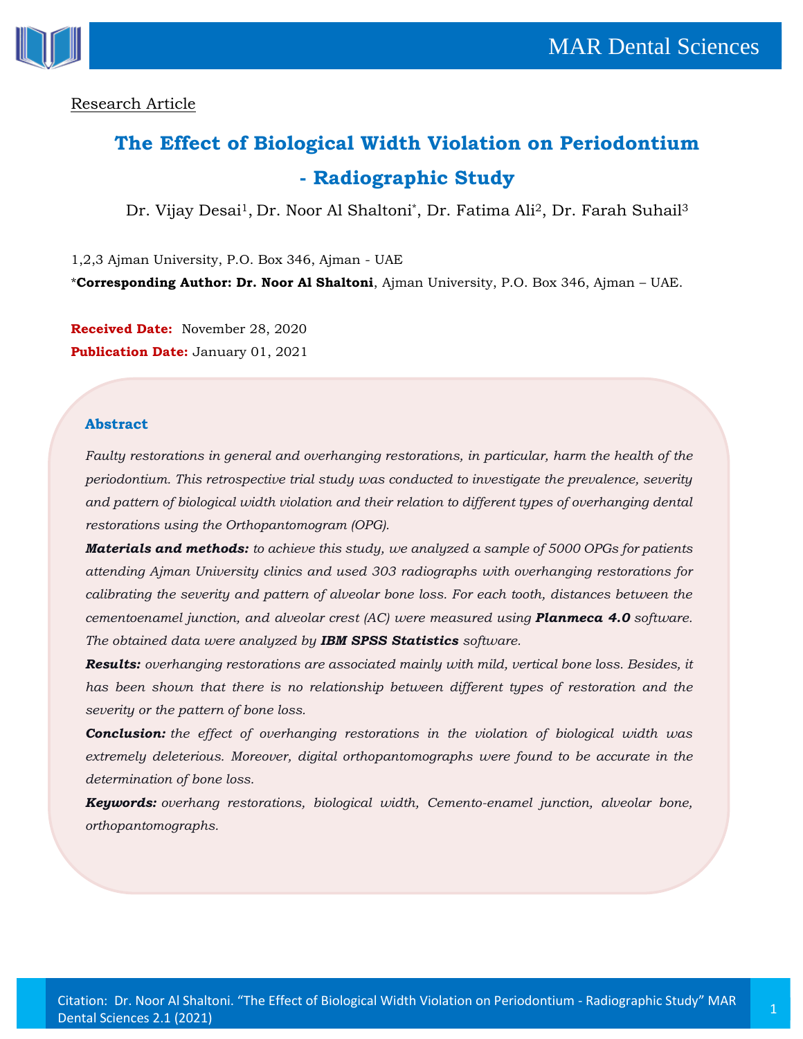Research Article

# The Effect of Biological Width Violation on Periodontium - Radiographic Study

Dr. Vijay Desai[1], Dr. Noor Al Shaltoni[*], Dr. Fatima Ali[2], Dr. Farah Suhail[3]

1,2,3 Ajman University, P.O. Box 346, Ajman - UAE

***Corresponding Author: Dr. Noor Al Shaltoni**, Ajman University, P.O. Box 346, Ajman – UAE.

**Received Date:** November 28, 2020

**Publication Date:** January 01, 2021

## Abstract

*Faulty restorations in general and overhanging restorations, in particular, harm the health of the periodontium. This retrospective trial study was conducted to investigate the prevalence, severity and pattern of biological width violation and their relation to different types of overhanging dental restorations using the Orthopantomogram (OPG).*

***Materials and methods:*** *to achieve this study, we analyzed a sample of 5000 OPGs for patients attending Ajman University clinics and used 303 radiographs with overhanging restorations for calibrating the severity and pattern of alveolar bone loss. For each tooth, distances between the cementoenamel junction, and alveolar crest (AC) were measured using* ***Planmeca 4.0*** *software. The obtained data were analyzed by* ***IBM SPSS Statistics*** *software.*

***Results:*** *overhanging restorations are associated mainly with mild, vertical bone loss. Besides, it has been shown that there is no relationship between different types of restoration and the severity or the pattern of bone loss.*

***Conclusion:*** *the effect of overhanging restorations in the violation of biological width was extremely deleterious. Moreover, digital orthopantomographs were found to be accurate in the determination of bone loss.*

***Keywords:*** *overhang restorations, biological width, Cemento-enamel junction, alveolar bone, orthopantomographs.*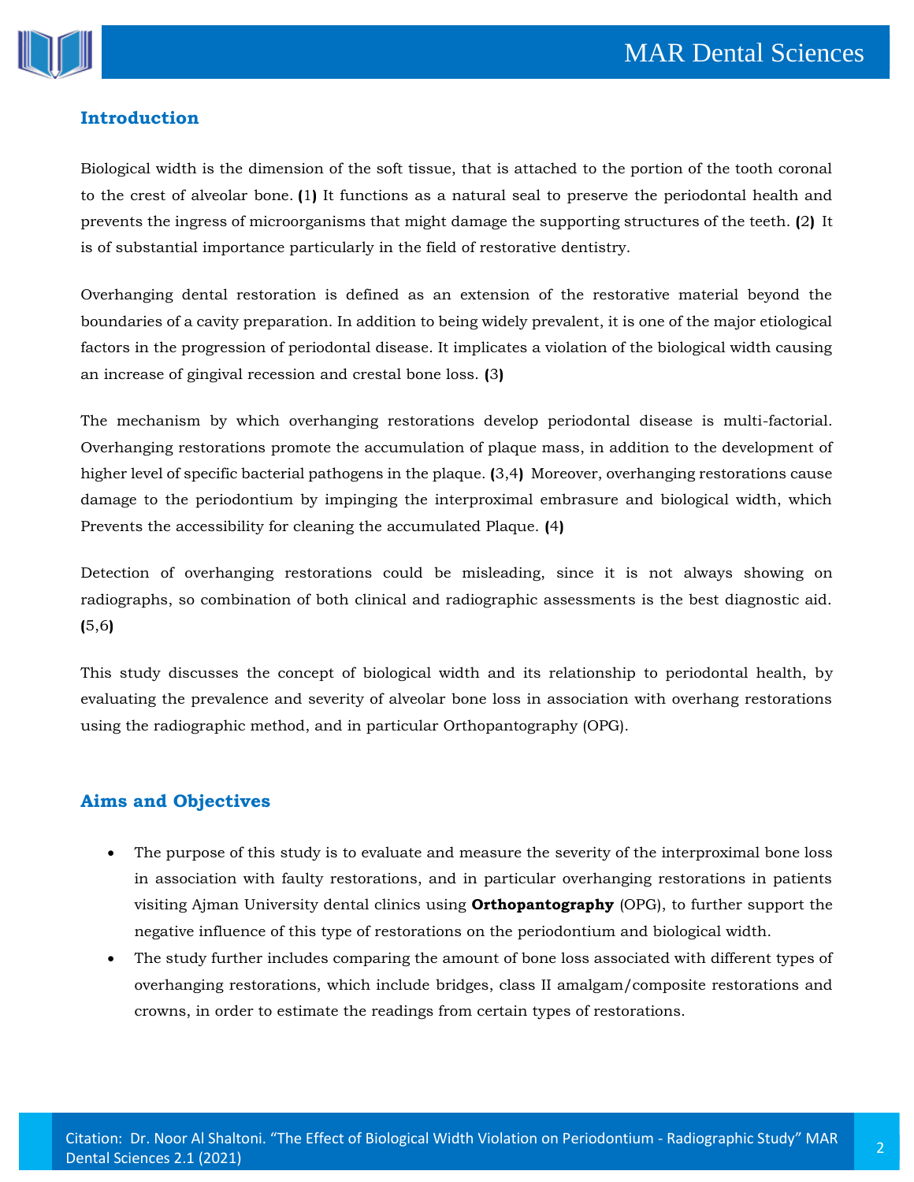## Introduction

Biological width is the dimension of the soft tissue, that is attached to the portion of the tooth coronal to the crest of alveolar bone. (1) It functions as a natural seal to preserve the periodontal health and prevents the ingress of microorganisms that might damage the supporting structures of the teeth. (2) It is of substantial importance particularly in the field of restorative dentistry.

Overhanging dental restoration is defined as an extension of the restorative material beyond the boundaries of a cavity preparation. In addition to being widely prevalent, it is one of the major etiological factors in the progression of periodontal disease. It implicates a violation of the biological width causing an increase of gingival recession and crestal bone loss. (3)

The mechanism by which overhanging restorations develop periodontal disease is multi-factorial. Overhanging restorations promote the accumulation of plaque mass, in addition to the development of higher level of specific bacterial pathogens in the plaque. (3,4) Moreover, overhanging restorations cause damage to the periodontium by impinging the interproximal embrasure and biological width, which Prevents the accessibility for cleaning the accumulated Plaque. (4)

Detection of overhanging restorations could be misleading, since it is not always showing on radiographs, so combination of both clinical and radiographic assessments is the best diagnostic aid. (5,6)

This study discusses the concept of biological width and its relationship to periodontal health, by evaluating the prevalence and severity of alveolar bone loss in association with overhang restorations using the radiographic method, and in particular Orthopantography (OPG).

## Aims and Objectives

- The purpose of this study is to evaluate and measure the severity of the interproximal bone loss in association with faulty restorations, and in particular overhanging restorations in patients visiting Ajman University dental clinics using **Orthopantography** (OPG), to further support the negative influence of this type of restorations on the periodontium and biological width.
- The study further includes comparing the amount of bone loss associated with different types of overhanging restorations, which include bridges, class II amalgam/composite restorations and crowns, in order to estimate the readings from certain types of restorations.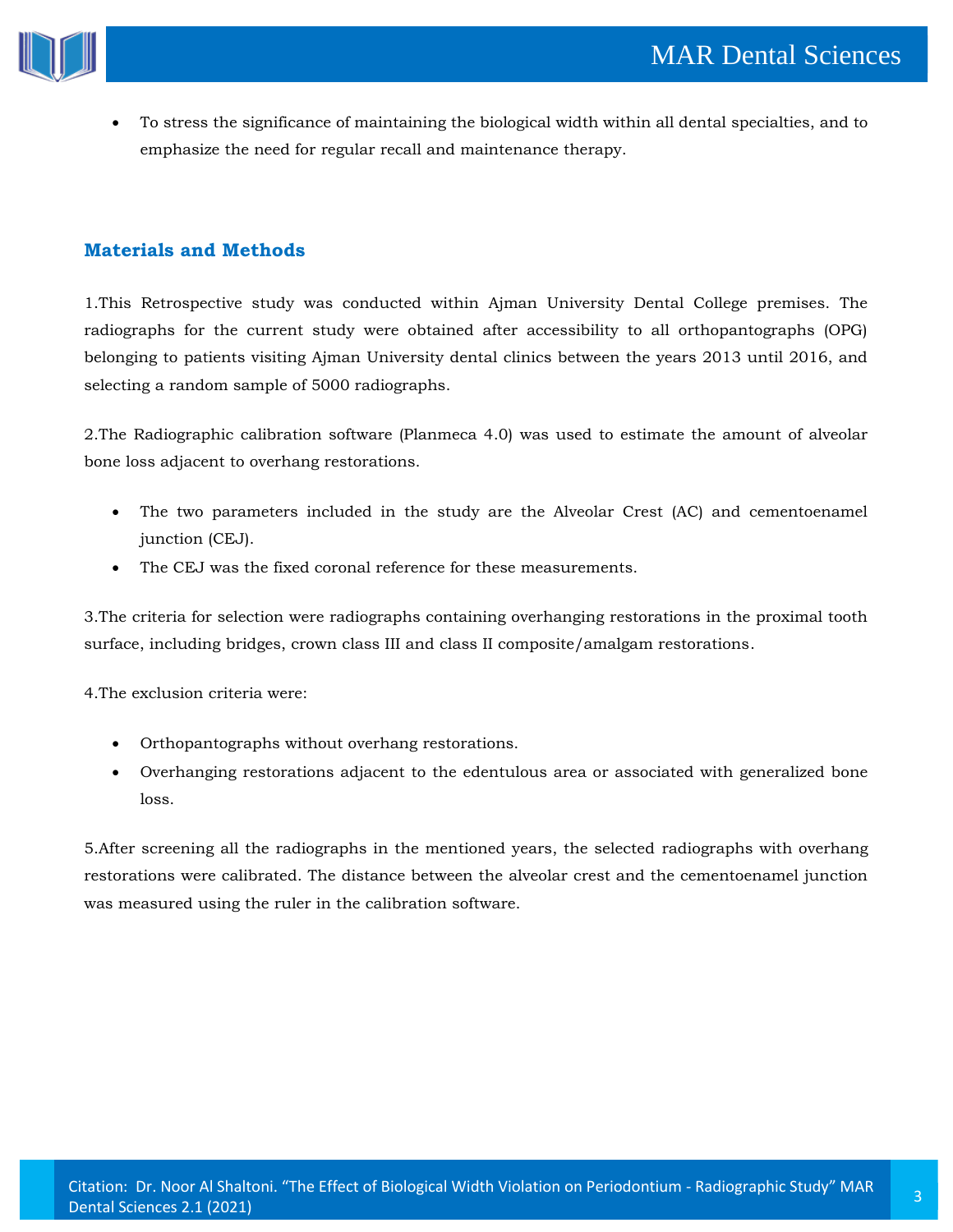- To stress the significance of maintaining the biological width within all dental specialties, and to emphasize the need for regular recall and maintenance therapy.

## Materials and Methods

1.This Retrospective study was conducted within Ajman University Dental College premises. The radiographs for the current study were obtained after accessibility to all orthopantographs (OPG) belonging to patients visiting Ajman University dental clinics between the years 2013 until 2016, and selecting a random sample of 5000 radiographs.

2.The Radiographic calibration software (Planmeca 4.0) was used to estimate the amount of alveolar bone loss adjacent to overhang restorations.

- The two parameters included in the study are the Alveolar Crest (AC) and cementoenamel junction (CEJ).
- The CEJ was the fixed coronal reference for these measurements.

3.The criteria for selection were radiographs containing overhanging restorations in the proximal tooth surface, including bridges, crown class III and class II composite/amalgam restorations.

4.The exclusion criteria were:

- Orthopantographs without overhang restorations.
- Overhanging restorations adjacent to the edentulous area or associated with generalized bone loss.

5.After screening all the radiographs in the mentioned years, the selected radiographs with overhang restorations were calibrated. The distance between the alveolar crest and the cementoenamel junction was measured using the ruler in the calibration software.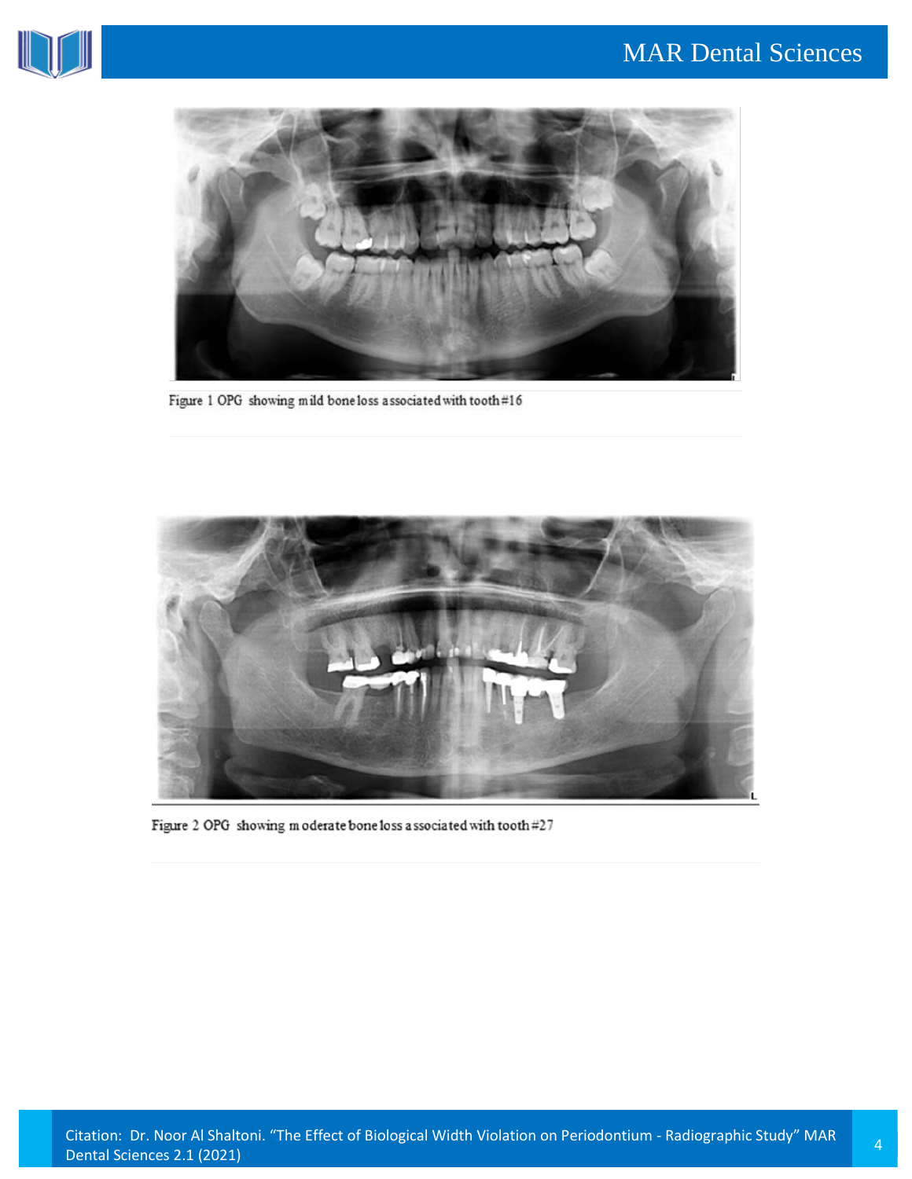Figure 1 OPG showing mild bone loss associated with tooth #16

Figure 2 OPG showing moderate bone loss associated with tooth #27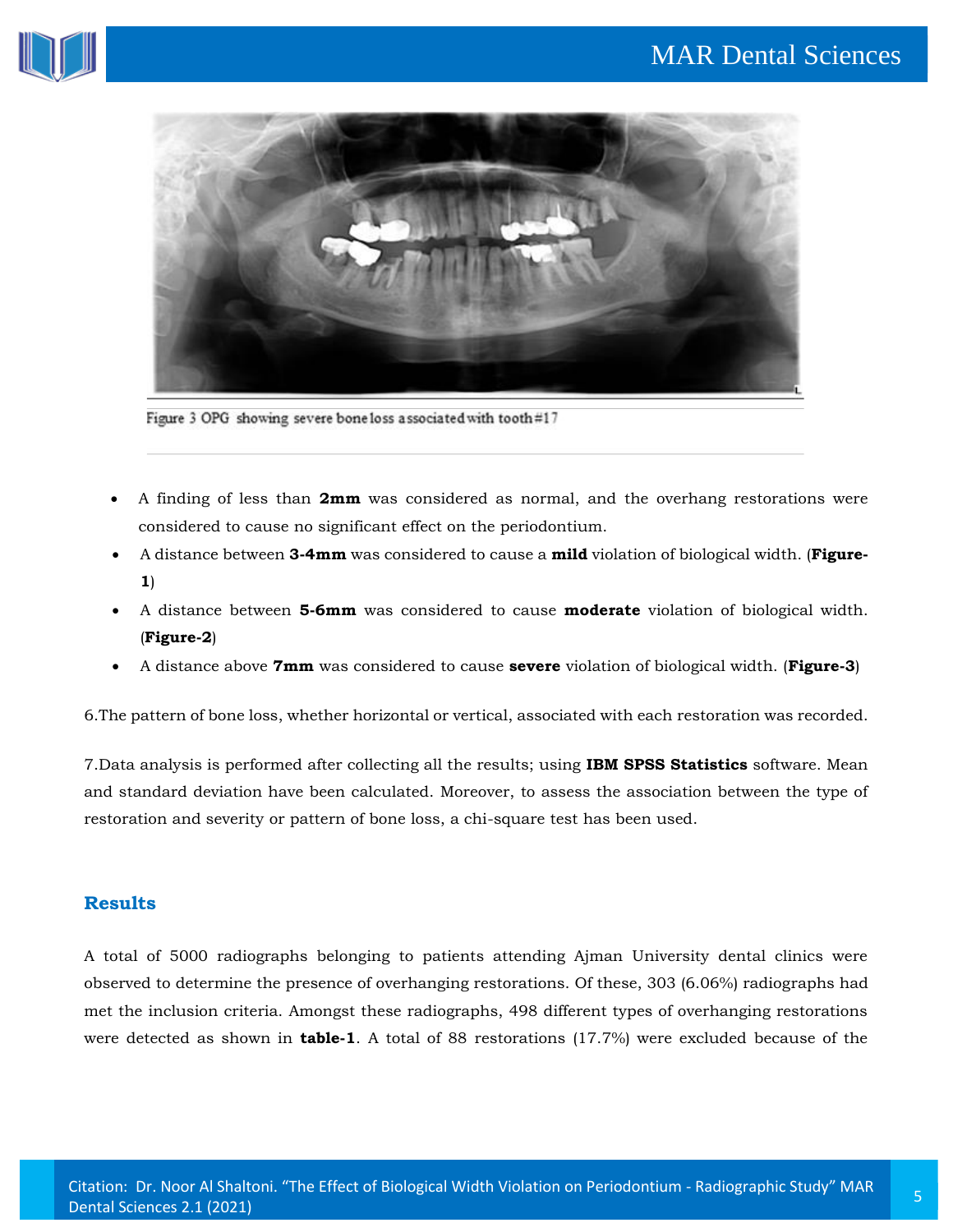Figure 3 OPG showing severe bone loss associated with tooth#17

- A finding of less than **2mm** was considered as normal, and the overhang restorations were considered to cause no significant effect on the periodontium.
- A distance between **3-4mm** was considered to cause a **mild** violation of biological width. (**Figure-1**)
- A distance between **5-6mm** was considered to cause **moderate** violation of biological width. (**Figure-2**)
- A distance above **7mm** was considered to cause **severe** violation of biological width. (**Figure-3**)

6.The pattern of bone loss, whether horizontal or vertical, associated with each restoration was recorded.

7.Data analysis is performed after collecting all the results; using **IBM SPSS Statistics** software. Mean and standard deviation have been calculated. Moreover, to assess the association between the type of restoration and severity or pattern of bone loss, a chi-square test has been used.

## Results

A total of 5000 radiographs belonging to patients attending Ajman University dental clinics were observed to determine the presence of overhanging restorations. Of these, 303 (6.06%) radiographs had met the inclusion criteria. Amongst these radiographs, 498 different types of overhanging restorations were detected as shown in **table-1**. A total of 88 restorations (17.7%) were excluded because of the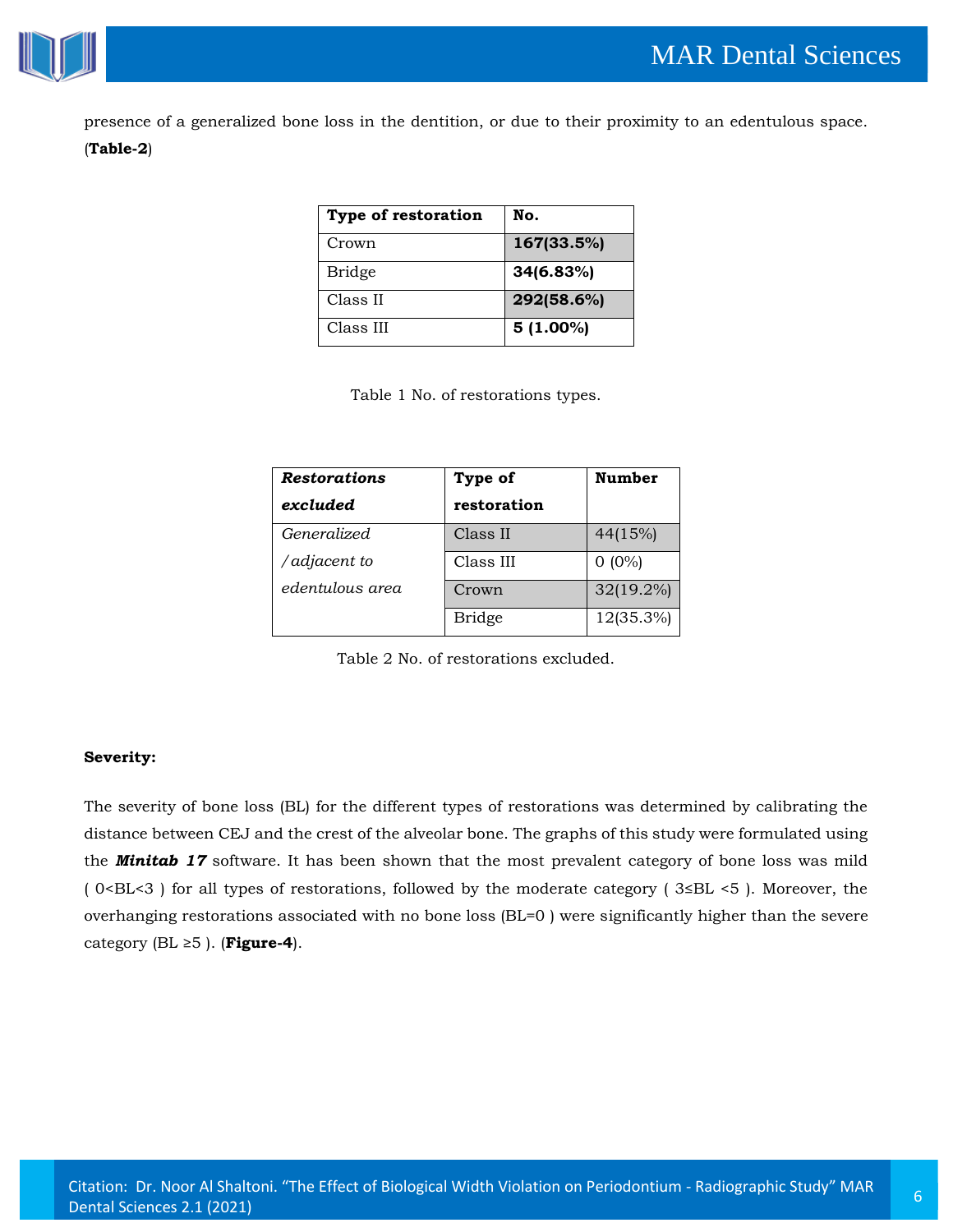presence of a generalized bone loss in the dentition, or due to their proximity to an edentulous space. (**Table-2**)

| **Type of restoration** | **No.** |
|---|---|
| Crown | **167(33.5%)** |
| Bridge | **34(6.83%)** |
| Class II | **292(58.6%)** |
| Class III | **5 (1.00%)** |

Table 1 No. of restorations types.

| ***Restorations excluded*** | **Type of restoration** | **Number** |
|---|---|---|
| *Generalized /adjacent to edentulous area* | Class II | 44(15%) |
| | Class III | 0 (0%) |
| | Crown | 32(19.2%) |
| | Bridge | 12(35.3%) |

Table 2 No. of restorations excluded.

**Severity:**

The severity of bone loss (BL) for the different types of restorations was determined by calibrating the distance between CEJ and the crest of the alveolar bone. The graphs of this study were formulated using the ***Minitab 17*** software. It has been shown that the most prevalent category of bone loss was mild ( $0<BL<3$ ) for all types of restorations, followed by the moderate category ( $3\leq BL<5$ ). Moreover, the overhanging restorations associated with no bone loss ($BL=0$ ) were significantly higher than the severe category ($BL\geq 5$ ). (**Figure-4**).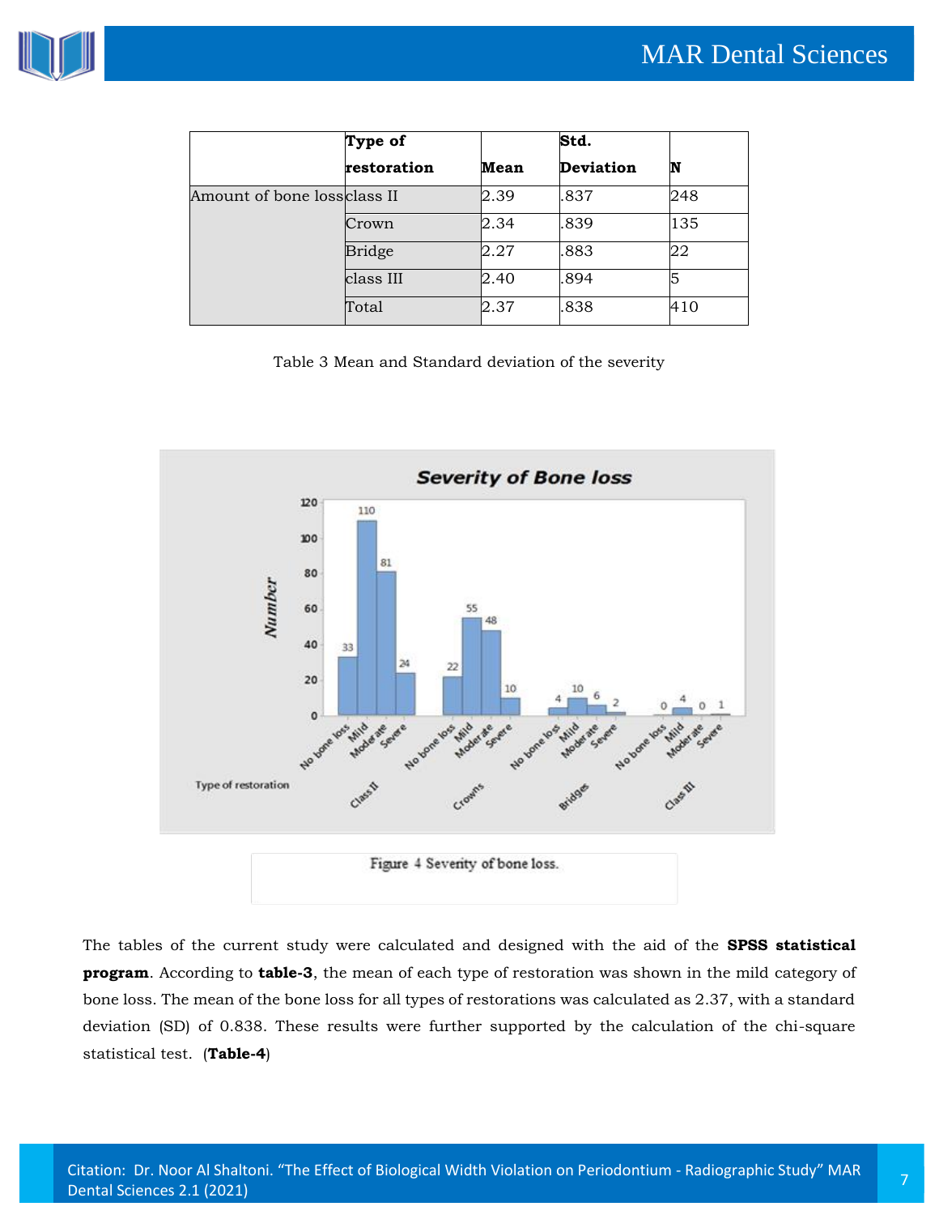| | Type of restoration | Mean | Std. Deviation | N |
|---|---|---|---|---|
| Amount of bone loss | class II | 2.39 | .837 | 248 |
| | Crown | 2.34 | .839 | 135 |
| | Bridge | 2.27 | .883 | 22 |
| | class III | 2.40 | .894 | 5 |
| | Total | 2.37 | .838 | 410 |

Table 3 Mean and Standard deviation of the severity

Figure 4 Severity of bone loss.

The tables of the current study were calculated and designed with the aid of the **SPSS statistical program**. According to **table-3**, the mean of each type of restoration was shown in the mild category of bone loss. The mean of the bone loss for all types of restorations was calculated as 2.37, with a standard deviation (SD) of 0.838. These results were further supported by the calculation of the chi-square statistical test. (**Table-4**)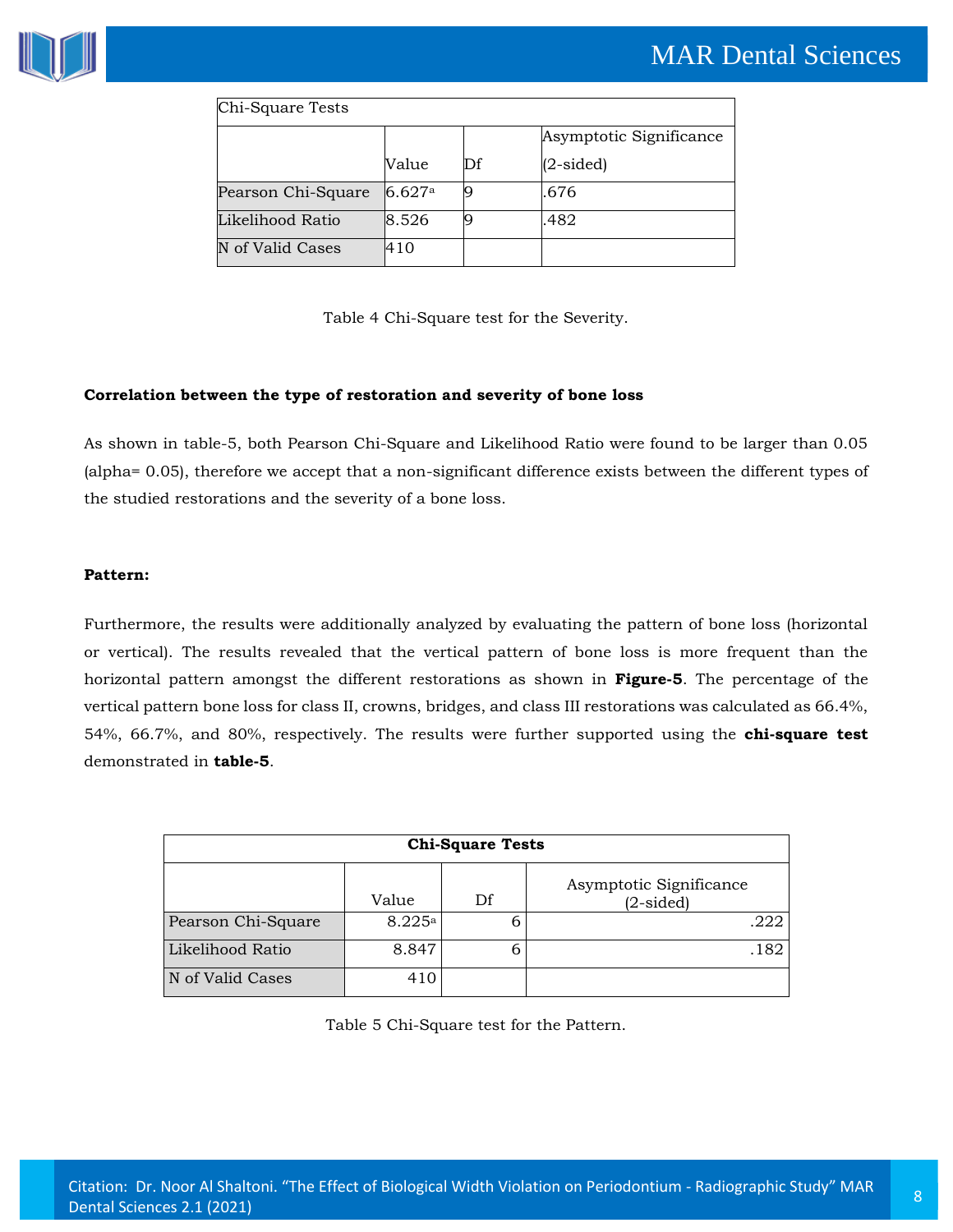| Chi-Square Tests | | | |
|---|---|---|---|
| | Value | Df | Asymptotic Significance (2-sided) |
| Pearson Chi-Square | 6.627[a] | 9 | .676 |
| Likelihood Ratio | 8.526 | 9 | .482 |
| N of Valid Cases | 410 | | |

Table 4 Chi-Square test for the Severity.

**Correlation between the type of restoration and severity of bone loss**

As shown in table-5, both Pearson Chi-Square and Likelihood Ratio were found to be larger than 0.05 (alpha= 0.05), therefore we accept that a non-significant difference exists between the different types of the studied restorations and the severity of a bone loss.

**Pattern:**

Furthermore, the results were additionally analyzed by evaluating the pattern of bone loss (horizontal or vertical). The results revealed that the vertical pattern of bone loss is more frequent than the horizontal pattern amongst the different restorations as shown in **Figure-5**. The percentage of the vertical pattern bone loss for class II, crowns, bridges, and class III restorations was calculated as 66.4%, 54%, 66.7%, and 80%, respectively. The results were further supported using the **chi-square test** demonstrated in **table-5**.

| **Chi-Square Tests** | | | |
|---|---|---|---|
| | Value | Df | Asymptotic Significance (2-sided) |
| Pearson Chi-Square | 8.225[a] | 6 | .222 |
| Likelihood Ratio | 8.847 | 6 | .182 |
| N of Valid Cases | 410 | | |

Table 5 Chi-Square test for the Pattern.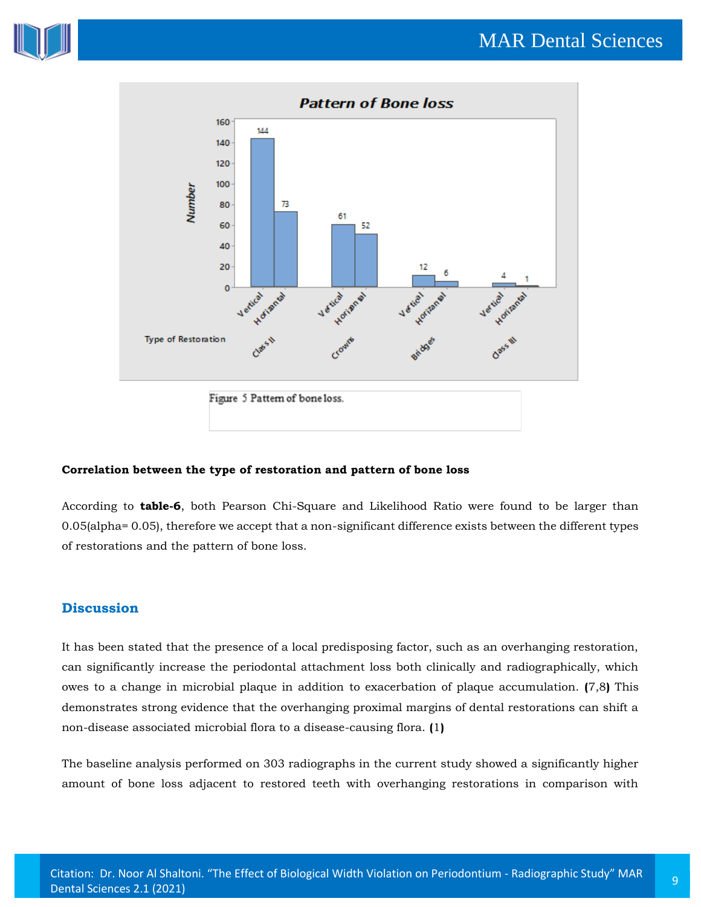Figure 5 Pattern of bone loss.

**Correlation between the type of restoration and pattern of bone loss**

According to **table-6**, both Pearson Chi-Square and Likelihood Ratio were found to be larger than 0.05(alpha= 0.05), therefore we accept that a non-significant difference exists between the different types of restorations and the pattern of bone loss.

## Discussion

It has been stated that the presence of a local predisposing factor, such as an overhanging restoration, can significantly increase the periodontal attachment loss both clinically and radiographically, which owes to a change in microbial plaque in addition to exacerbation of plaque accumulation. **(**7,8**)** This demonstrates strong evidence that the overhanging proximal margins of dental restorations can shift a non-disease associated microbial flora to a disease-causing flora. **(**1**)**

The baseline analysis performed on 303 radiographs in the current study showed a significantly higher amount of bone loss adjacent to restored teeth with overhanging restorations in comparison with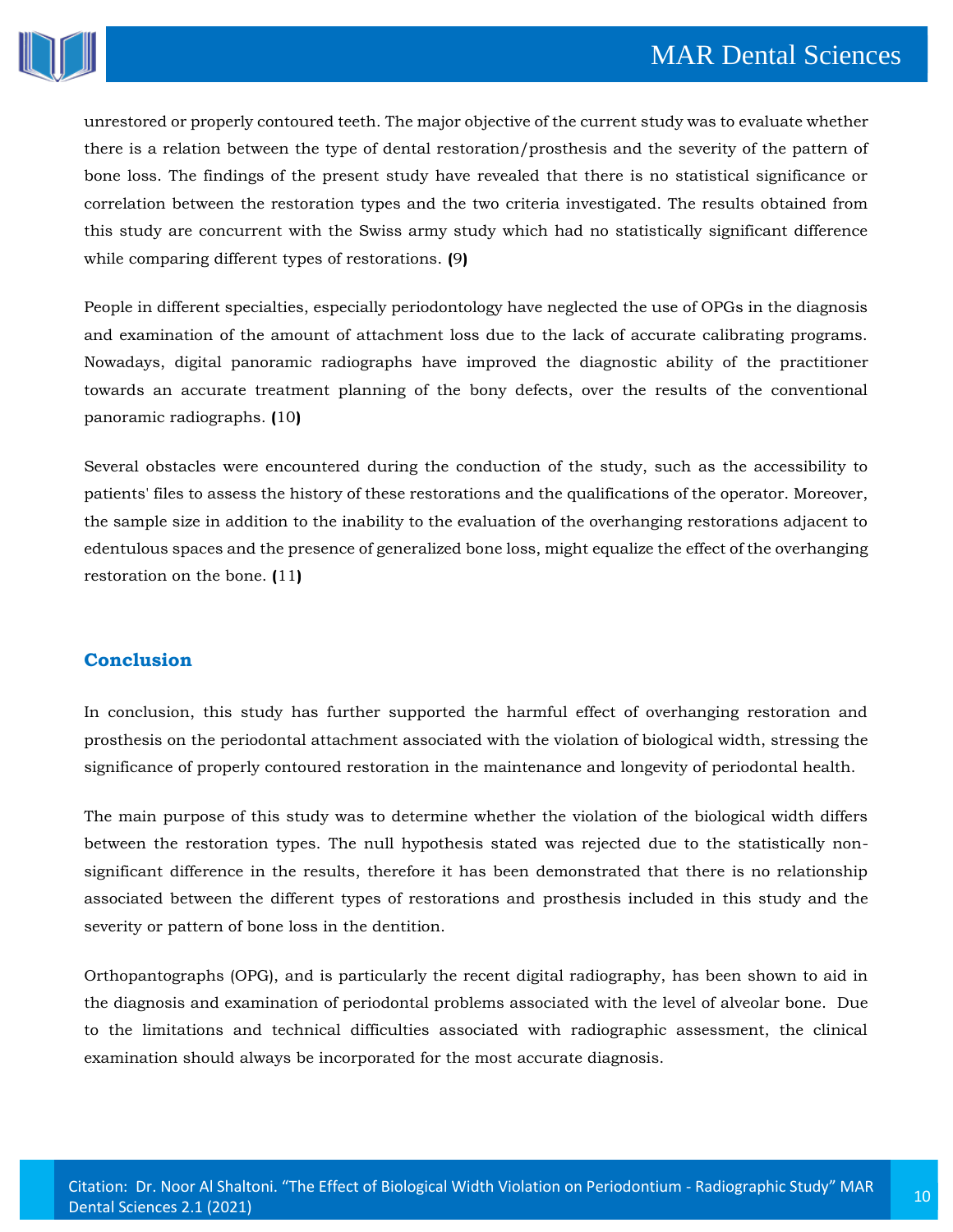unrestored or properly contoured teeth. The major objective of the current study was to evaluate whether there is a relation between the type of dental restoration/prosthesis and the severity of the pattern of bone loss. The findings of the present study have revealed that there is no statistical significance or correlation between the restoration types and the two criteria investigated. The results obtained from this study are concurrent with the Swiss army study which had no statistically significant difference while comparing different types of restorations. **(**9**)**

People in different specialties, especially periodontology have neglected the use of OPGs in the diagnosis and examination of the amount of attachment loss due to the lack of accurate calibrating programs. Nowadays, digital panoramic radiographs have improved the diagnostic ability of the practitioner towards an accurate treatment planning of the bony defects, over the results of the conventional panoramic radiographs. **(**10**)**

Several obstacles were encountered during the conduction of the study, such as the accessibility to patients' files to assess the history of these restorations and the qualifications of the operator. Moreover, the sample size in addition to the inability to the evaluation of the overhanging restorations adjacent to edentulous spaces and the presence of generalized bone loss, might equalize the effect of the overhanging restoration on the bone. **(**11**)**

## Conclusion

In conclusion, this study has further supported the harmful effect of overhanging restoration and prosthesis on the periodontal attachment associated with the violation of biological width, stressing the significance of properly contoured restoration in the maintenance and longevity of periodontal health.

The main purpose of this study was to determine whether the violation of the biological width differs between the restoration types. The null hypothesis stated was rejected due to the statistically non-significant difference in the results, therefore it has been demonstrated that there is no relationship associated between the different types of restorations and prosthesis included in this study and the severity or pattern of bone loss in the dentition.

Orthopantographs (OPG), and is particularly the recent digital radiography, has been shown to aid in the diagnosis and examination of periodontal problems associated with the level of alveolar bone. Due to the limitations and technical difficulties associated with radiographic assessment, the clinical examination should always be incorporated for the most accurate diagnosis.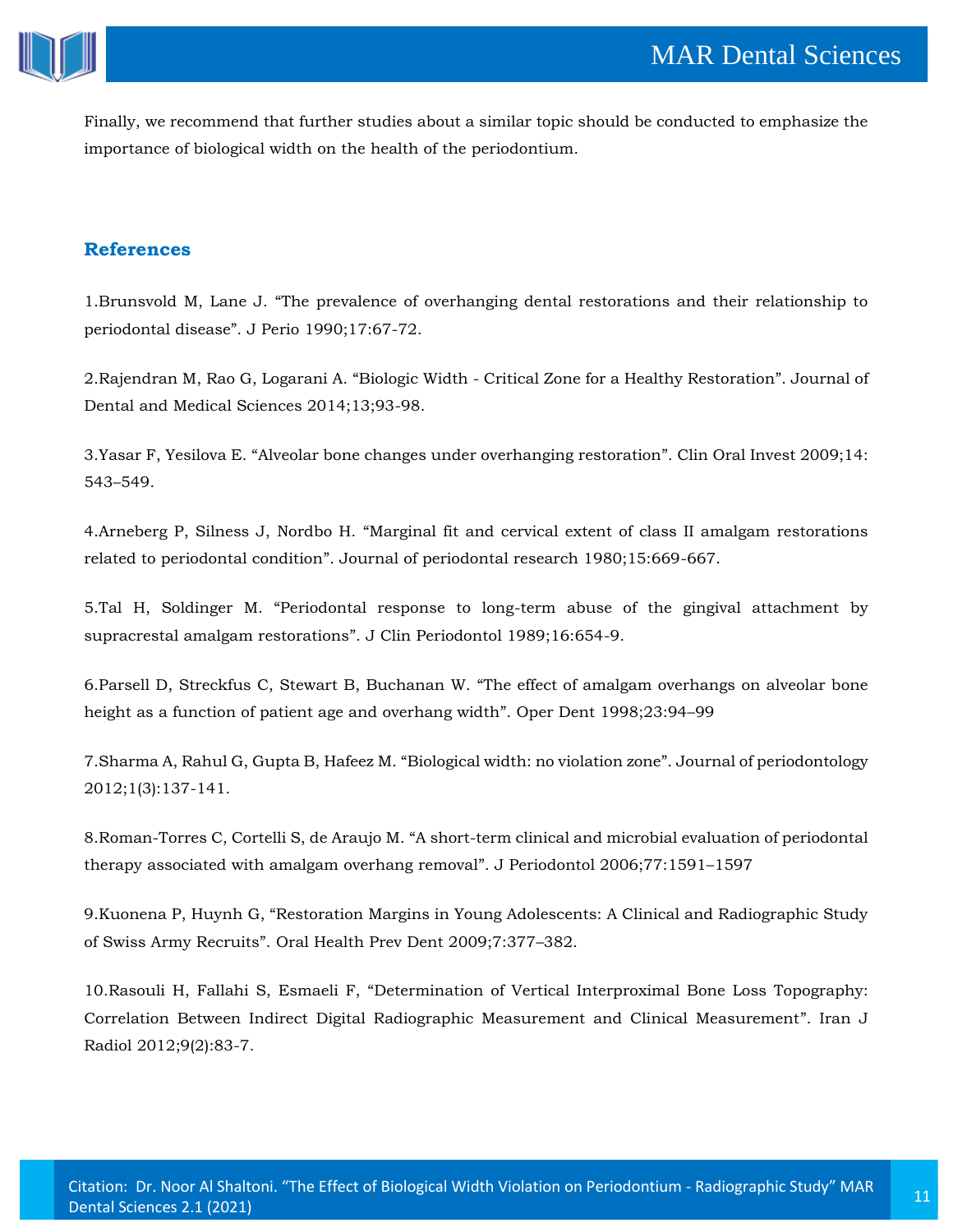Finally, we recommend that further studies about a similar topic should be conducted to emphasize the importance of biological width on the health of the periodontium.

## References

1.Brunsvold M, Lane J. "The prevalence of overhanging dental restorations and their relationship to periodontal disease". J Perio 1990;17:67-72.

2.Rajendran M, Rao G, Logarani A. "Biologic Width - Critical Zone for a Healthy Restoration". Journal of Dental and Medical Sciences 2014;13;93-98.

3.Yasar F, Yesilova E. "Alveolar bone changes under overhanging restoration". Clin Oral Invest 2009;14: 543–549.

4.Arneberg P, Silness J, Nordbo H. "Marginal fit and cervical extent of class II amalgam restorations related to periodontal condition". Journal of periodontal research 1980;15:669-667.

5.Tal H, Soldinger M. "Periodontal response to long-term abuse of the gingival attachment by supracrestal amalgam restorations". J Clin Periodontol 1989;16:654-9.

6.Parsell D, Streckfus C, Stewart B, Buchanan W. "The effect of amalgam overhangs on alveolar bone height as a function of patient age and overhang width". Oper Dent 1998;23:94–99

7.Sharma A, Rahul G, Gupta B, Hafeez M. "Biological width: no violation zone". Journal of periodontology 2012;1(3):137-141.

8.Roman-Torres C, Cortelli S, de Araujo M. "A short-term clinical and microbial evaluation of periodontal therapy associated with amalgam overhang removal". J Periodontol 2006;77:1591–1597

9.Kuonena P, Huynh G, "Restoration Margins in Young Adolescents: A Clinical and Radiographic Study of Swiss Army Recruits". Oral Health Prev Dent 2009;7:377–382.

10.Rasouli H, Fallahi S, Esmaeli F, "Determination of Vertical Interproximal Bone Loss Topography: Correlation Between Indirect Digital Radiographic Measurement and Clinical Measurement". Iran J Radiol 2012;9(2):83-7.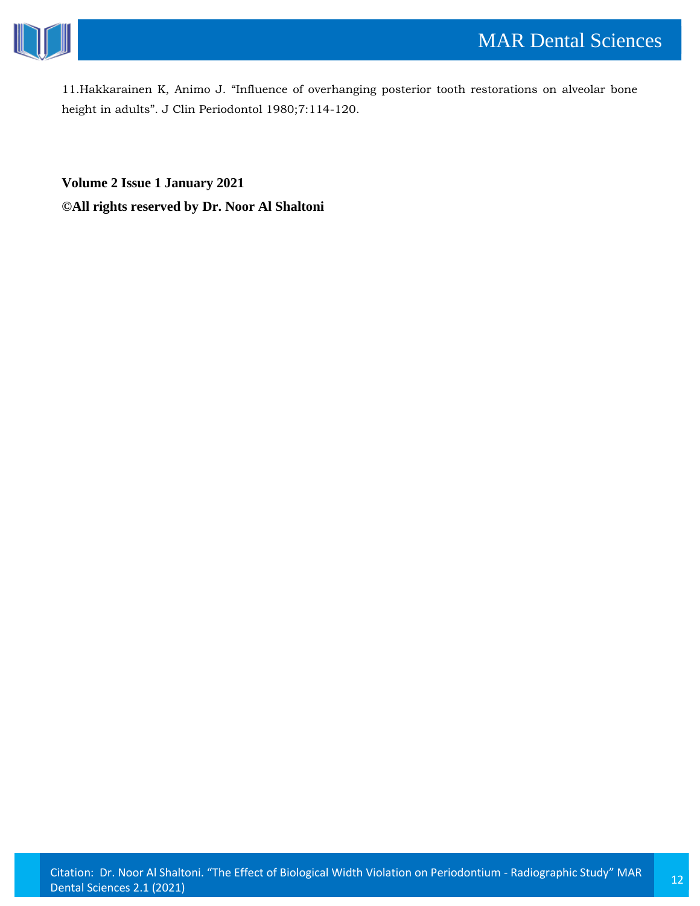11.Hakkarainen K, Animo J. “Influence of overhanging posterior tooth restorations on alveolar bone height in adults”. J Clin Periodontol 1980;7:114-120.

**Volume 2 Issue 1 January 2021**

**©All rights reserved by Dr. Noor Al Shaltoni**